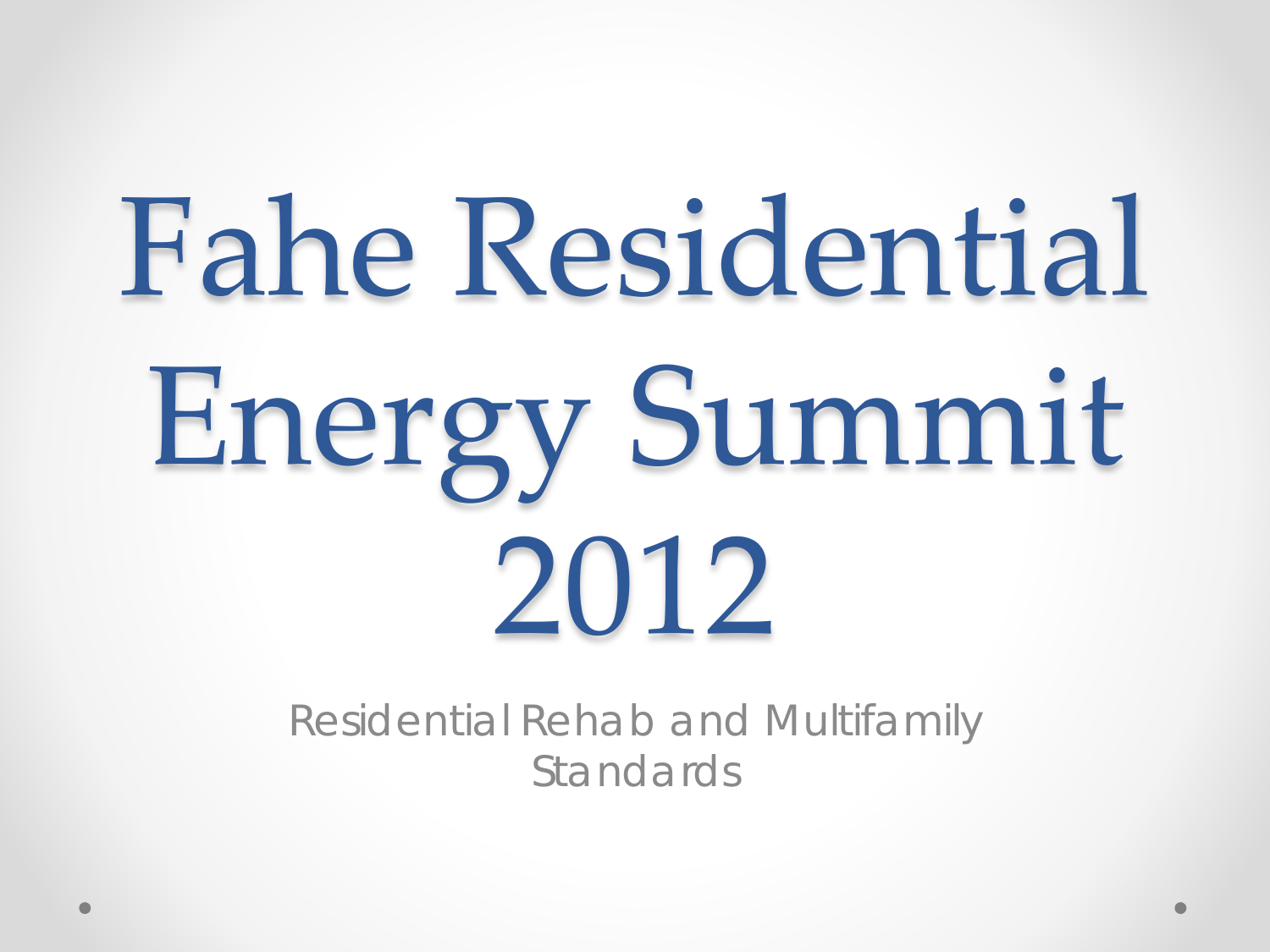# Fahe Residential Energy Summit 2012

Residential Rehab and Multifamily Standards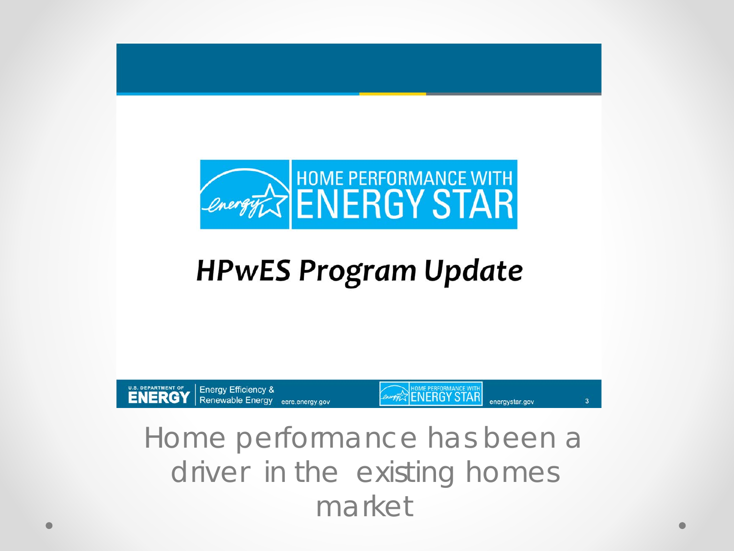HOME PERFORMANCE WITH ENERGY STAR

# HPwES Program Update

U.S. DEPARTMENT OF ENERGY | Energy Efficiency & Renewable Energy eere.energy.gov

HOME PERFORMANCE WITH ENERGY STAR energystar.gov

Home performance has been a driver in the existing homes market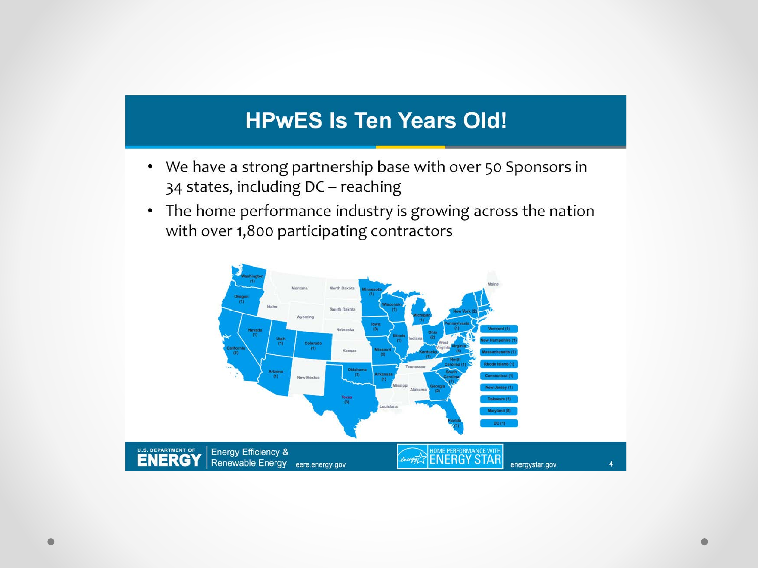# HPwES Is Ten Years Old!

- We have a strong partnership base with over 50 Sponsors in 34 states, including DC – reaching
- The home performance industry is growing across the nation with over 1,800 participating contractors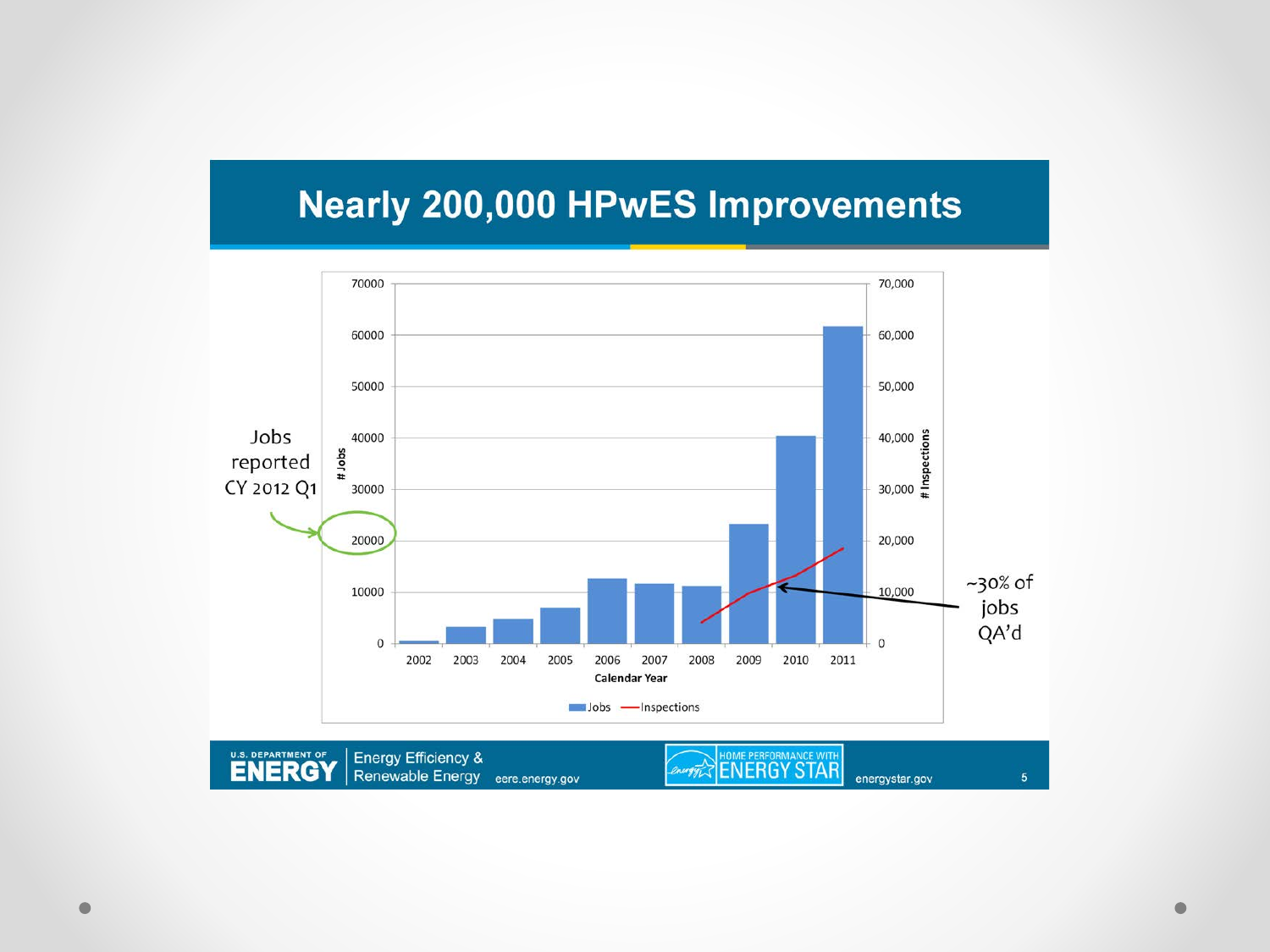# Nearly 200,000 HPwES Improvements

Jobs reported CY 2012 Q1

~30% of jobs QA'd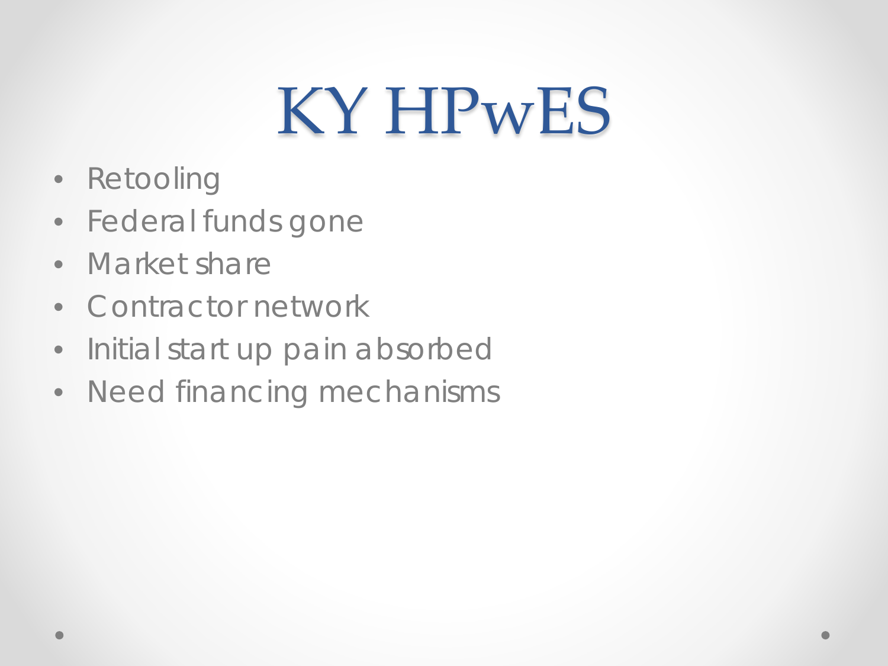# KY HPwES

- Retooling
- Federal funds gone
- Market share
- Contractor network
- Initial start up pain absorbed
- Need financing mechanisms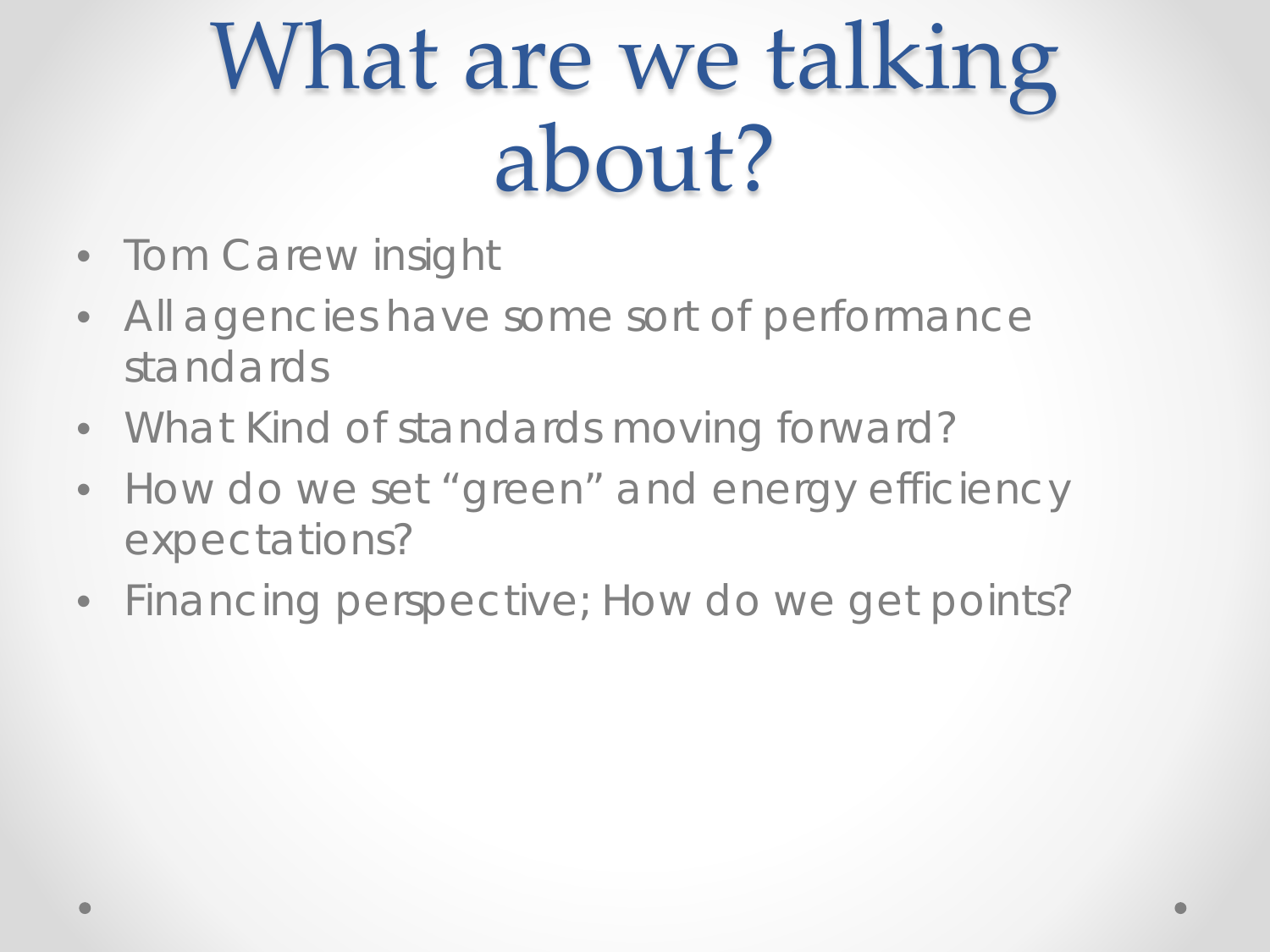# What are we talking about?

- Tom Carew insight
- All agencies have some sort of performance standards
- What Kind of standards moving forward?
- How do we set “green” and energy efficiency expectations?
- Financing perspective; How do we get points?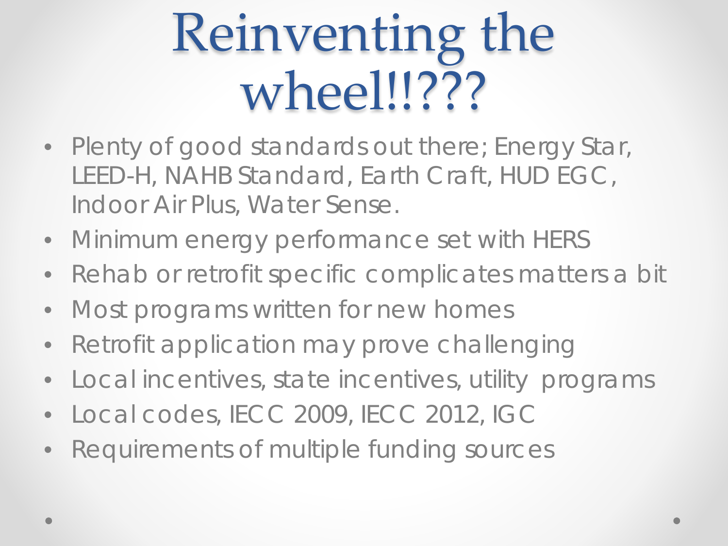# Reinventing the wheel!!???

- Plenty of good standards out there; Energy Star, LEED-H, NAHB Standard, Earth Craft, HUD EGC, Indoor Air Plus, Water Sense.
- Minimum energy performance set with HERS
- Rehab or retrofit specific complicates matters a bit
- Most programs written for new homes
- Retrofit application may prove challenging
- Local incentives, state incentives, utility programs
- Local codes, IECC 2009, IECC 2012, IGC
- Requirements of multiple funding sources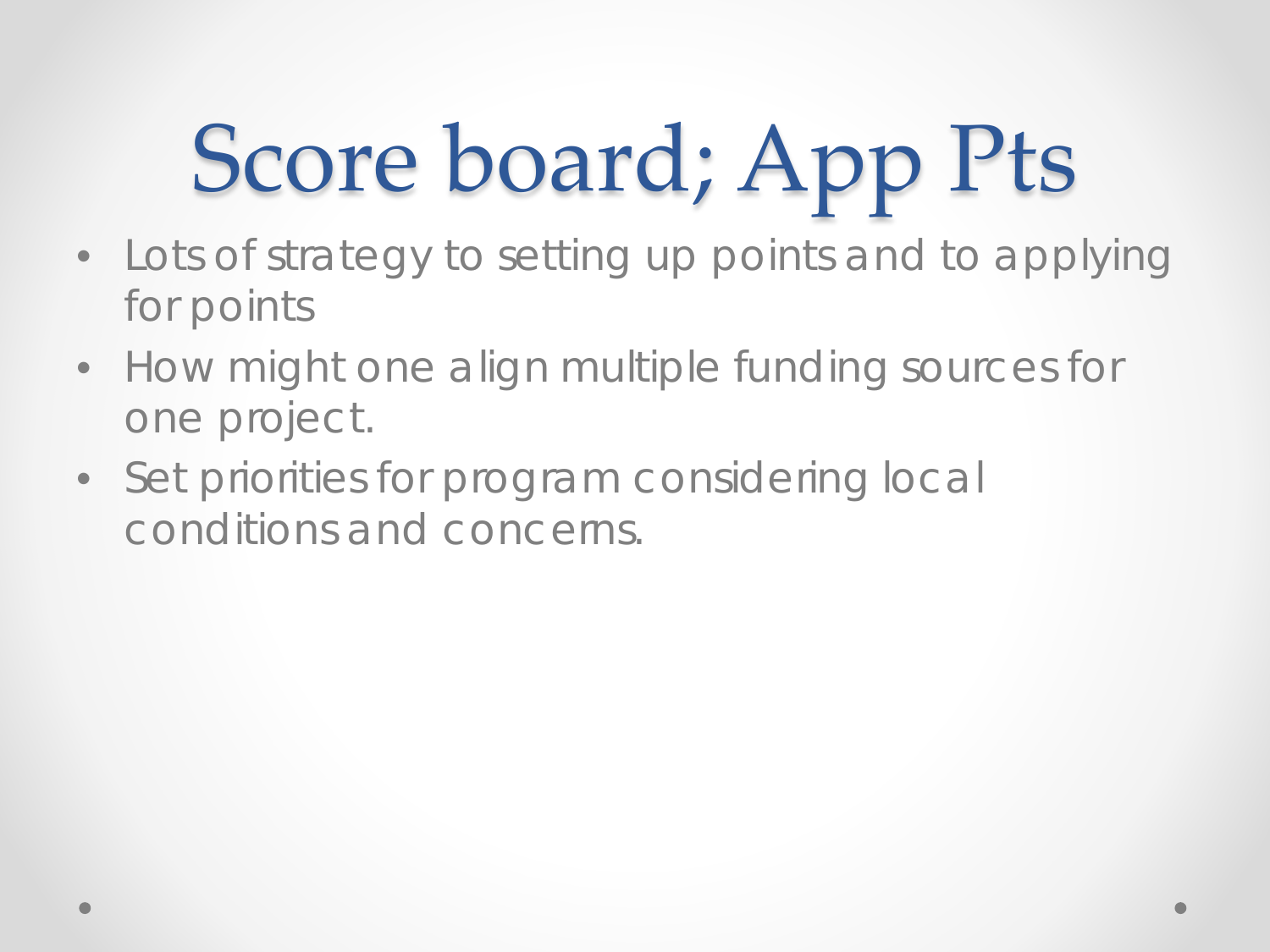# Score board; App Pts

- Lots of strategy to setting up points and to applying for points
- How might one align multiple funding sources for one project.
- Set priorities for program considering local conditions and concerns.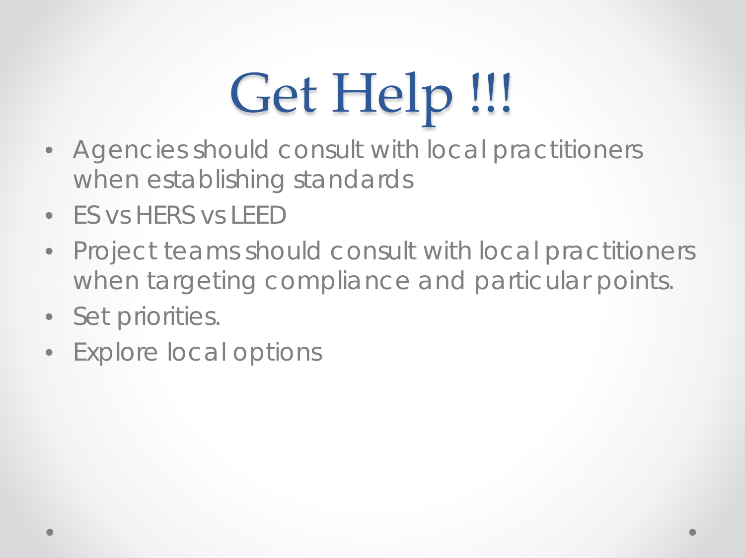# Get Help !!!

- Agencies should consult with local practitioners when establishing standards
- ES vs HERS vs LEED
- Project teams should consult with local practitioners when targeting compliance and particular points.
- Set priorities.
- Explore local options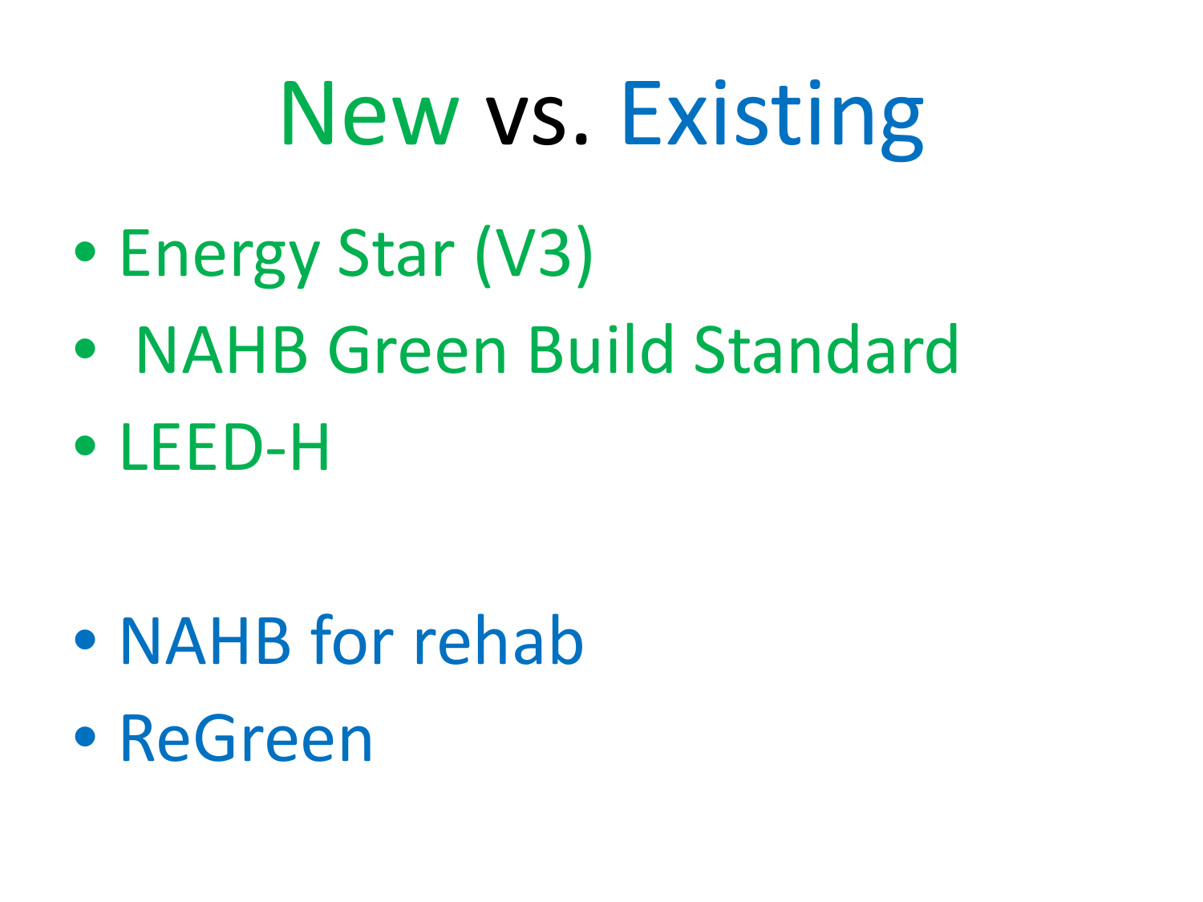# New vs. Existing

- Energy Star (V3)
- NAHB Green Build Standard
- LEED-H

- NAHB for rehab
- ReGreen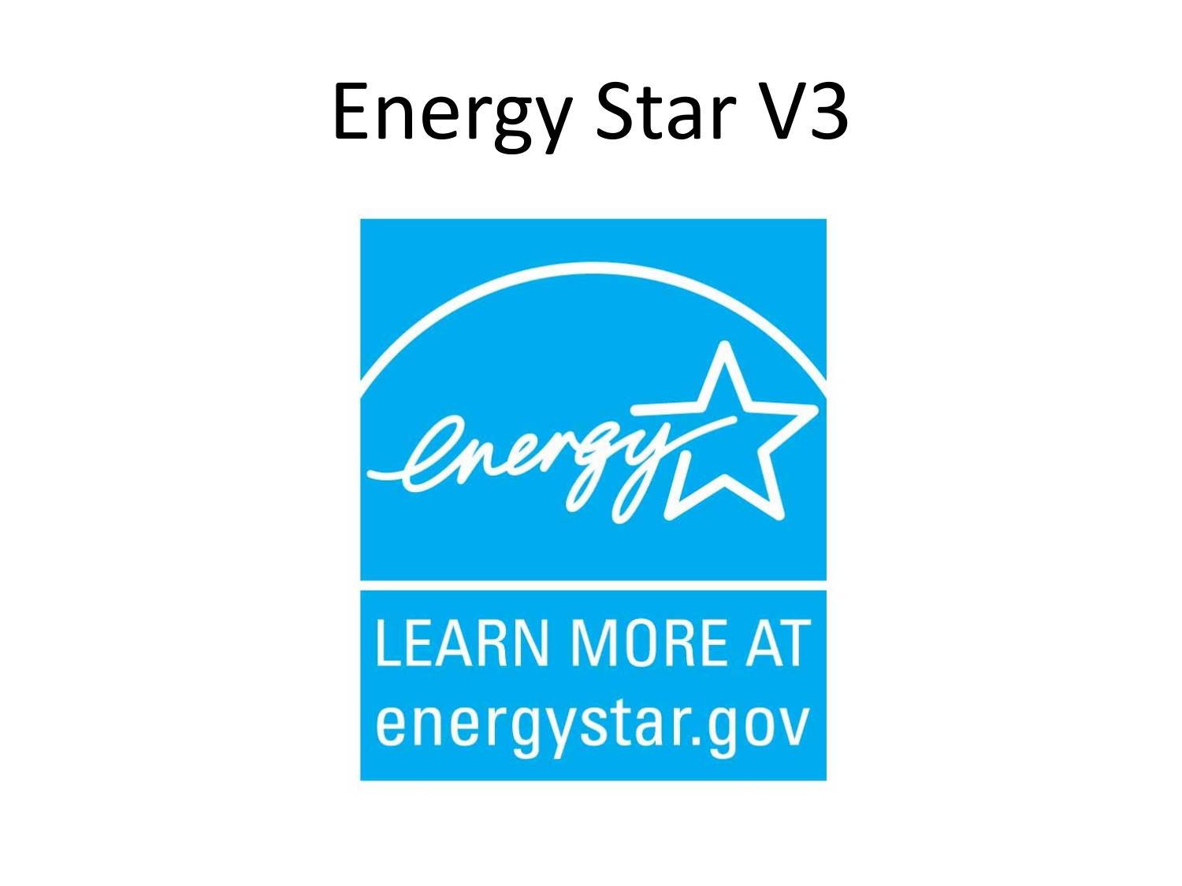# Energy Star V3

energy

LEARN MORE AT energystar.gov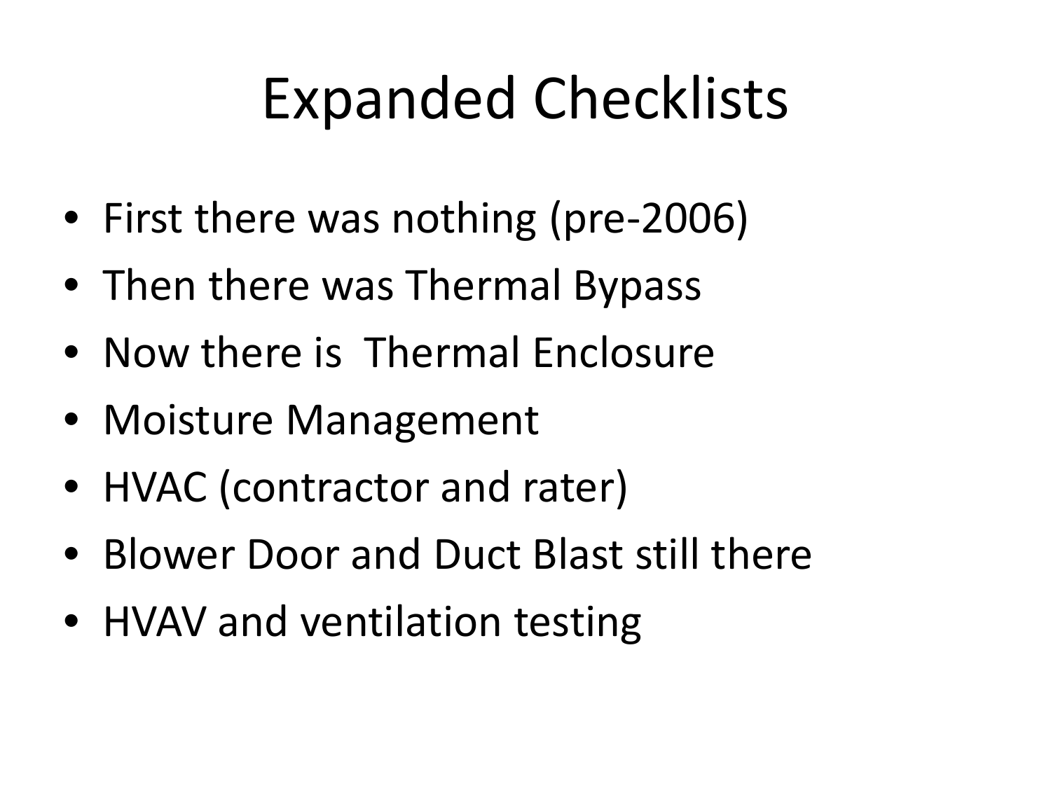# Expanded Checklists

- First there was nothing (pre-2006)
- Then there was Thermal Bypass
- Now there is  Thermal Enclosure
- Moisture Management
- HVAC (contractor and rater)
- Blower Door and Duct Blast still there
- HVAV and ventilation testing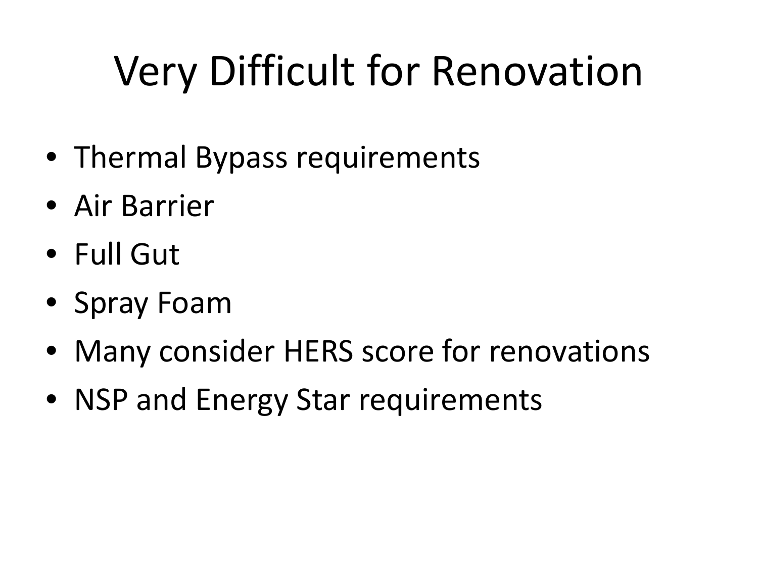# Very Difficult for Renovation

- Thermal Bypass requirements
- Air Barrier
- Full Gut
- Spray Foam
- Many consider HERS score for renovations
- NSP and Energy Star requirements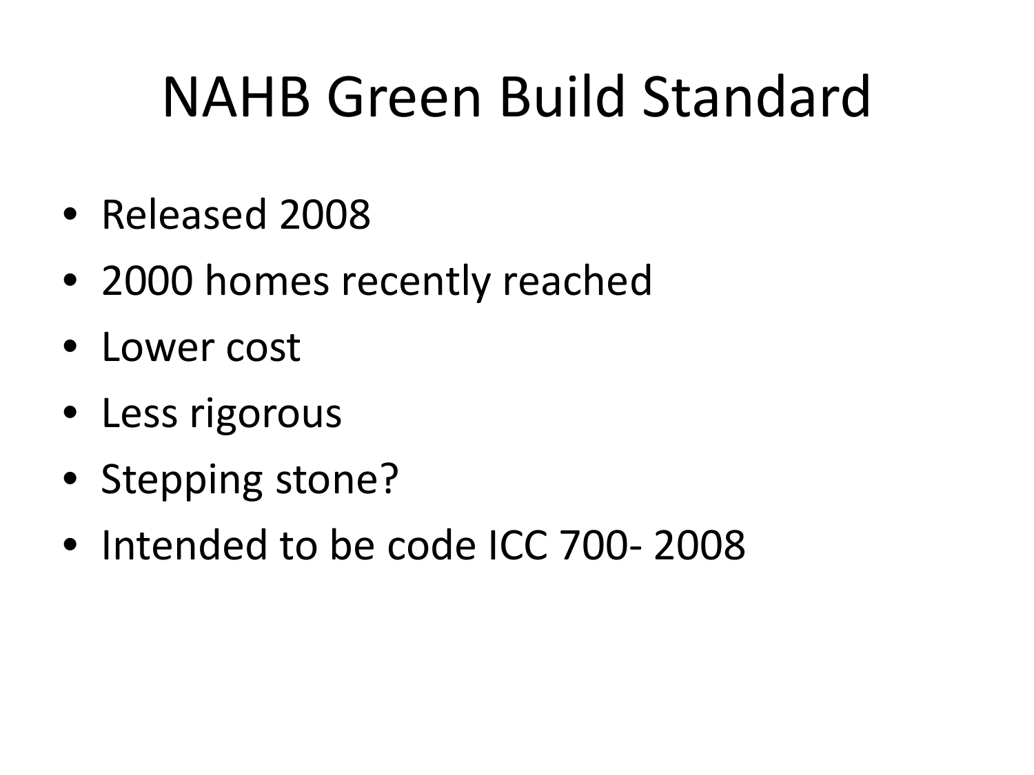# NAHB Green Build Standard

- Released 2008
- 2000 homes recently reached
- Lower cost
- Less rigorous
- Stepping stone?
- Intended to be code ICC 700- 2008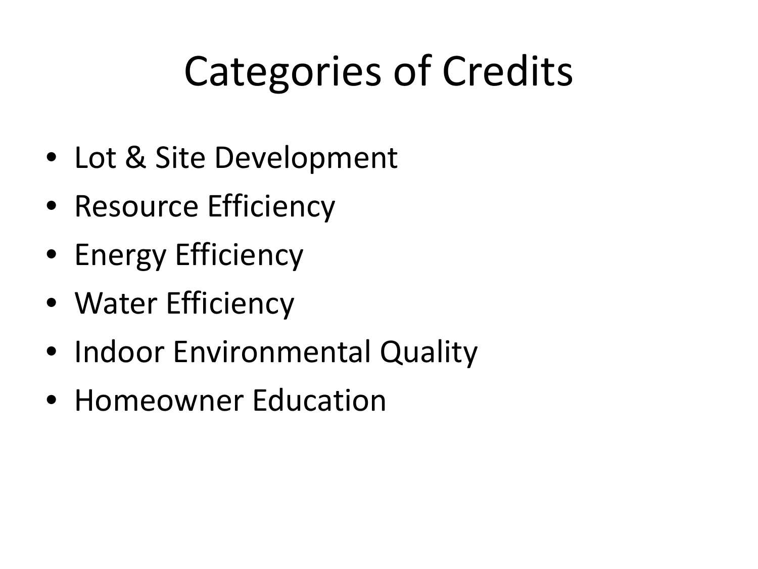# Categories of Credits

- Lot & Site Development
- Resource Efficiency
- Energy Efficiency
- Water Efficiency
- Indoor Environmental Quality
- Homeowner Education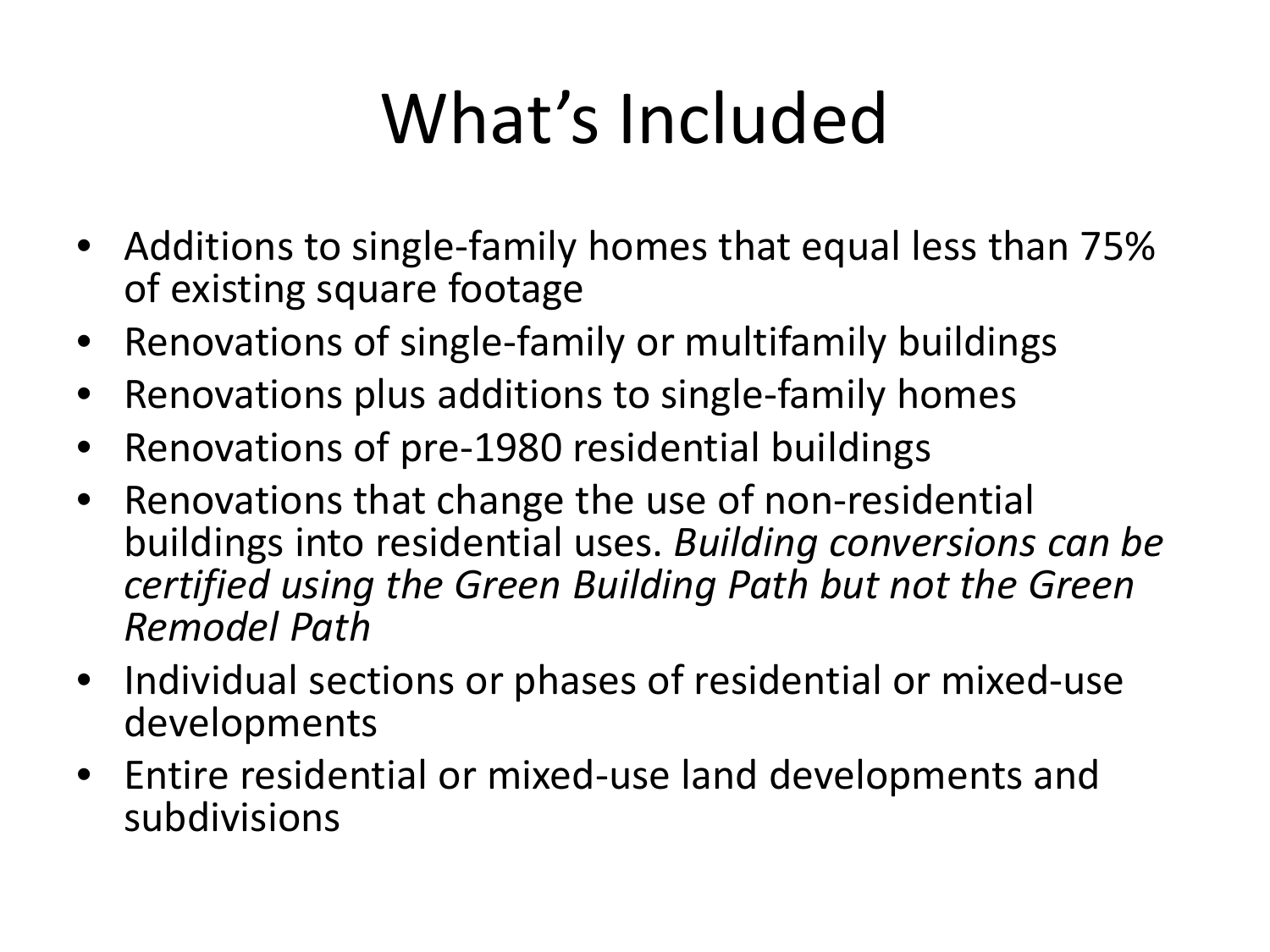# What's Included

- Additions to single-family homes that equal less than 75% of existing square footage
- Renovations of single-family or multifamily buildings
- Renovations plus additions to single-family homes
- Renovations of pre-1980 residential buildings
- Renovations that change the use of non-residential buildings into residential uses. *Building conversions can be certified using the Green Building Path but not the Green Remodel Path*
- Individual sections or phases of residential or mixed-use developments
- Entire residential or mixed-use land developments and subdivisions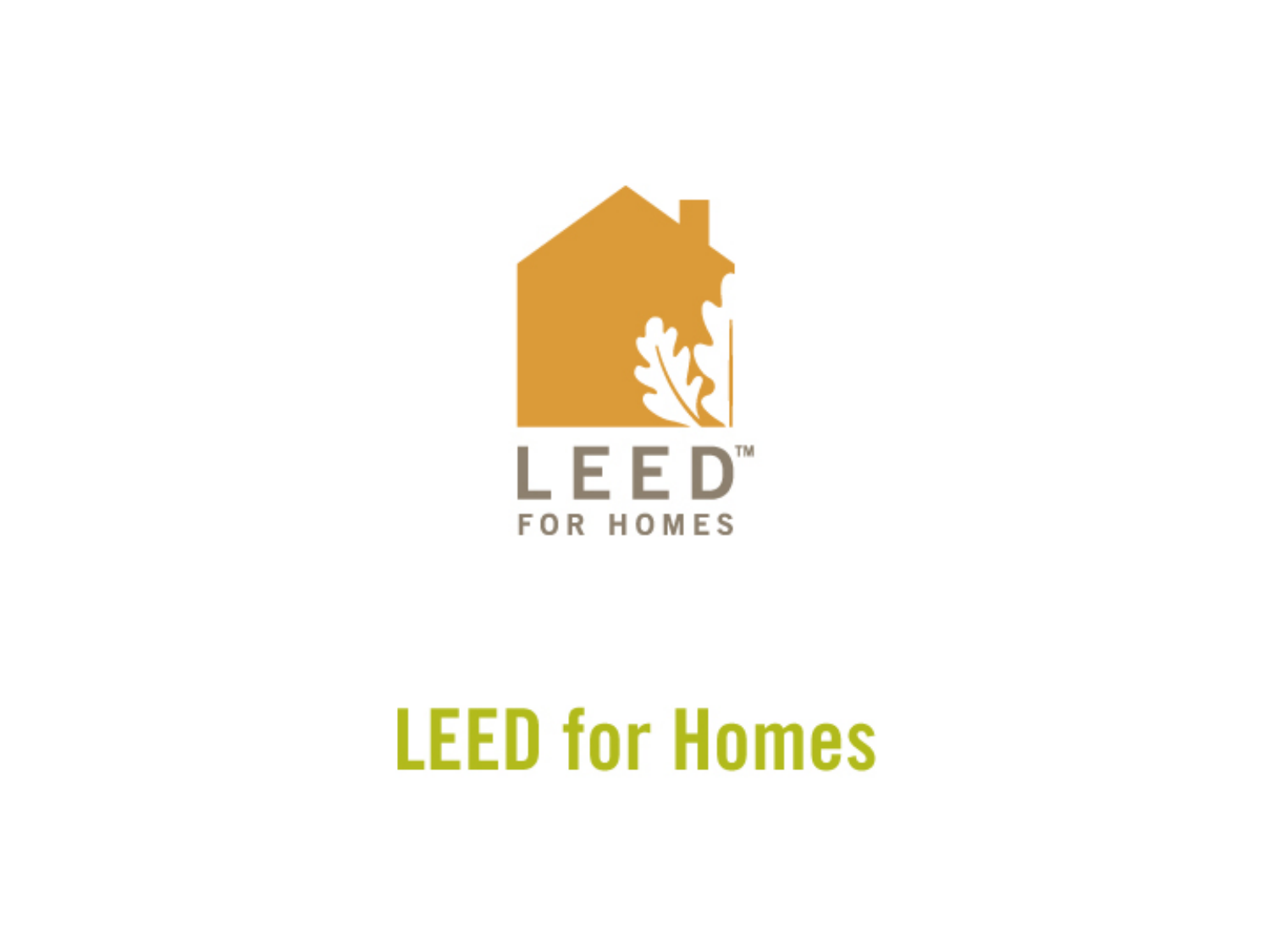LEED™

FOR HOMES

# LEED for Homes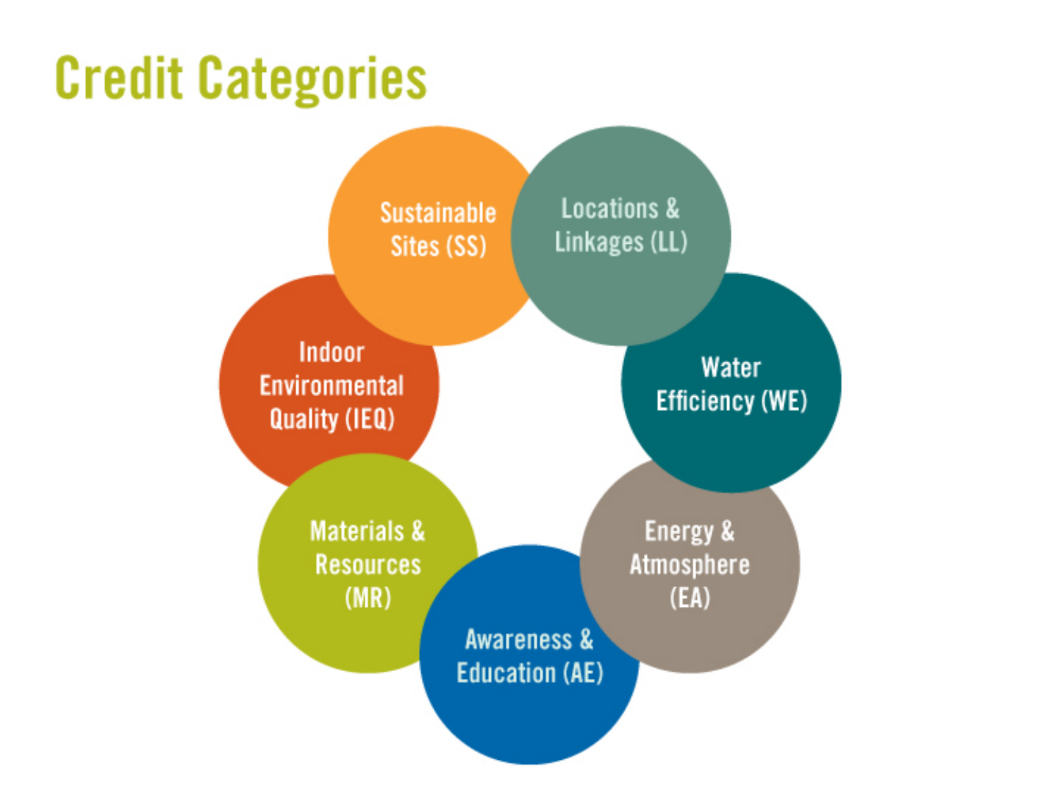# Credit Categories

- Sustainable Sites (SS)
- Locations & Linkages (LL)
- Water Efficiency (WE)
- Energy & Atmosphere (EA)
- Awareness & Education (AE)
- Materials & Resources (MR)
- Indoor Environmental Quality (IEQ)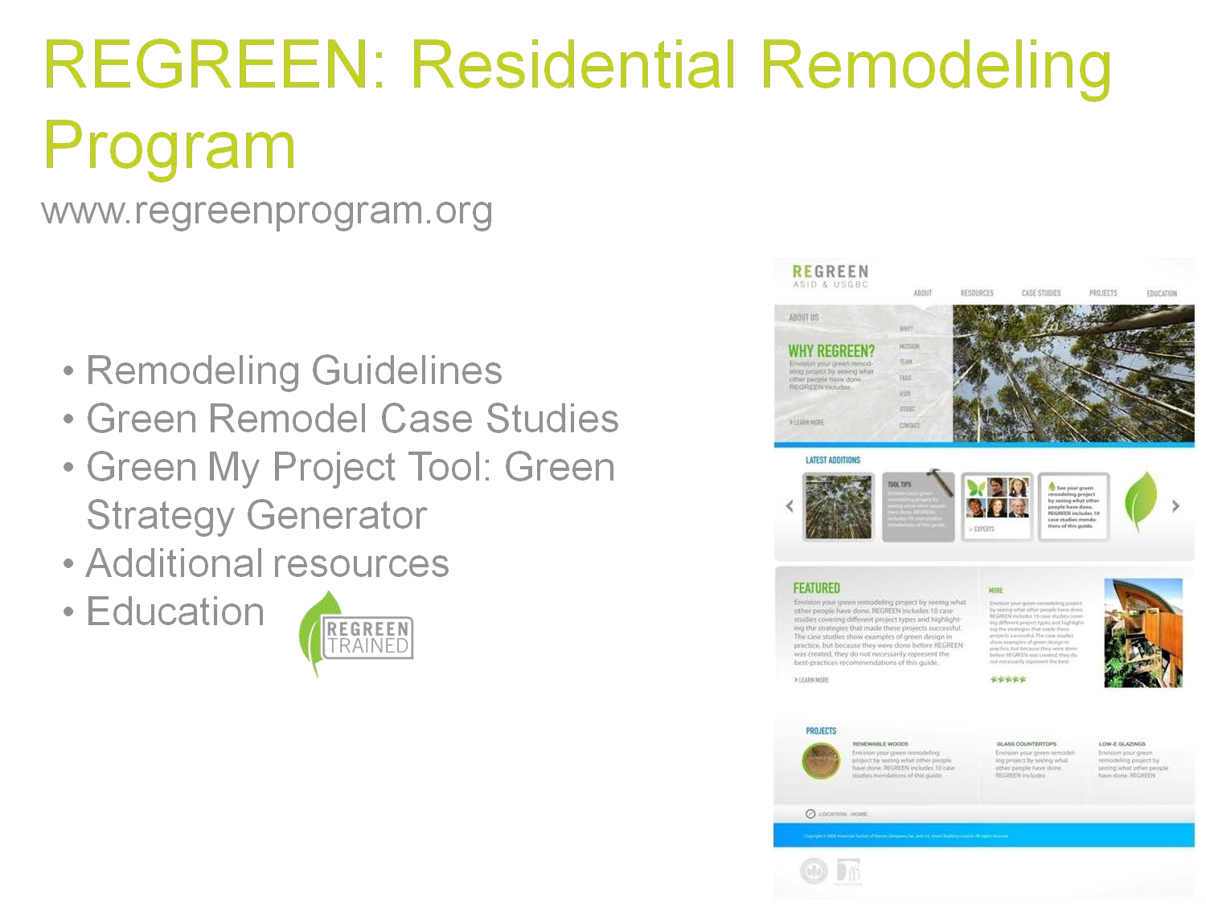# REGREEN: Residential Remodeling Program

www.regreenprogram.org

- Remodeling Guidelines
- Green Remodel Case Studies
- Green My Project Tool: Green Strategy Generator
- Additional resources
- Education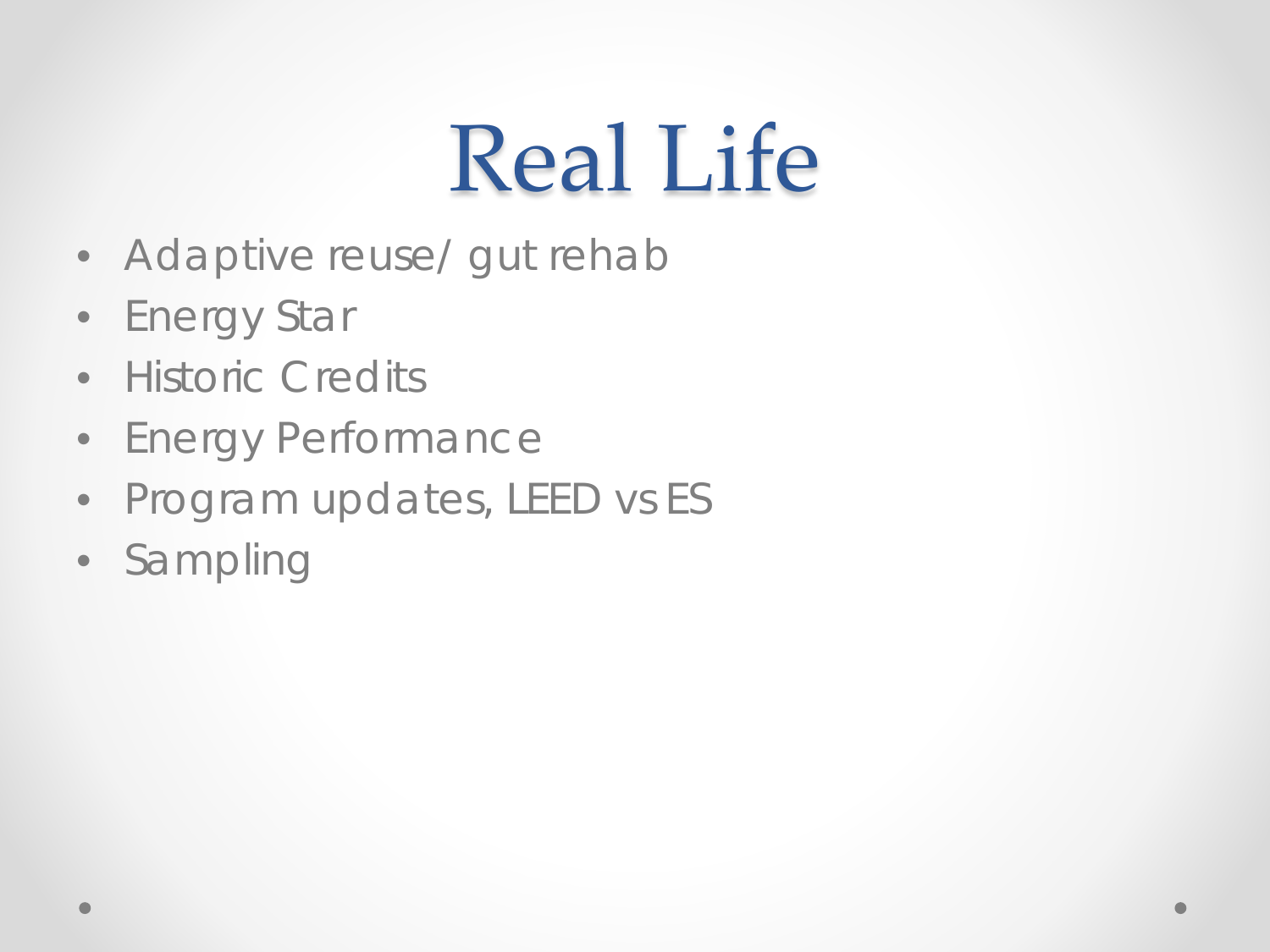# Real Life

- Adaptive reuse/ gut rehab
- Energy Star
- Historic Credits
- Energy Performance
- Program updates, LEED vs ES
- Sampling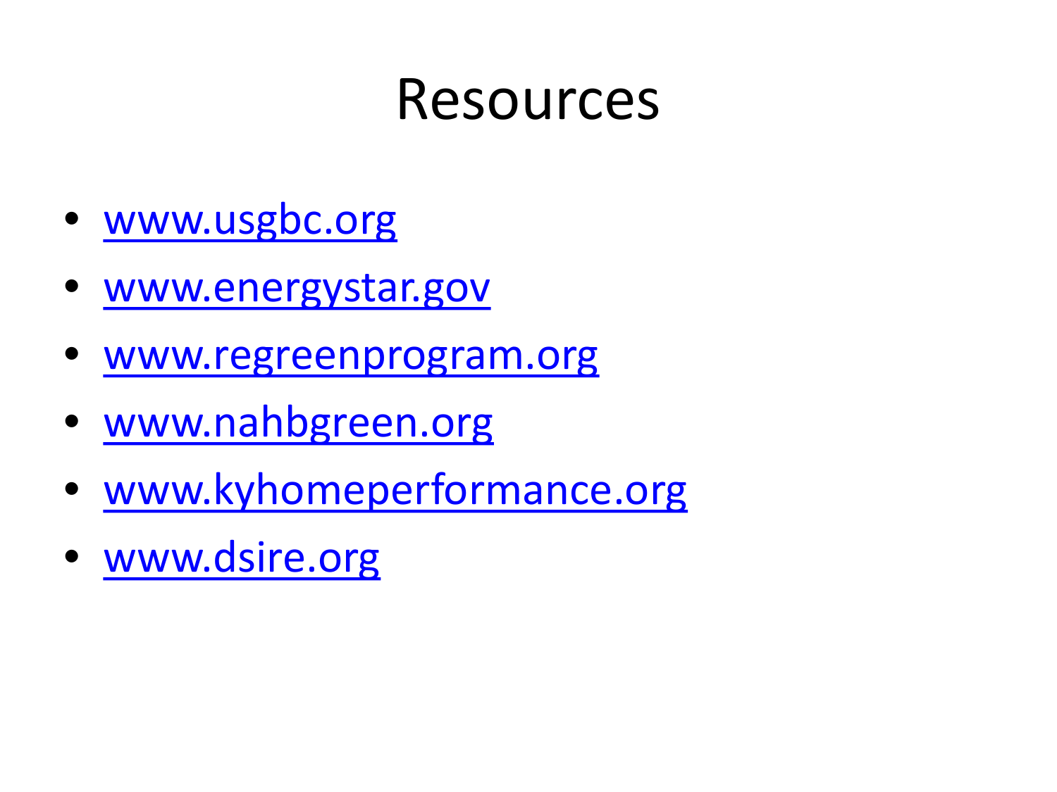# Resources

- www.usgbc.org
- www.energystar.gov
- www.regreenprogram.org
- www.nahbgreen.org
- www.kyhomeperformance.org
- www.dsire.org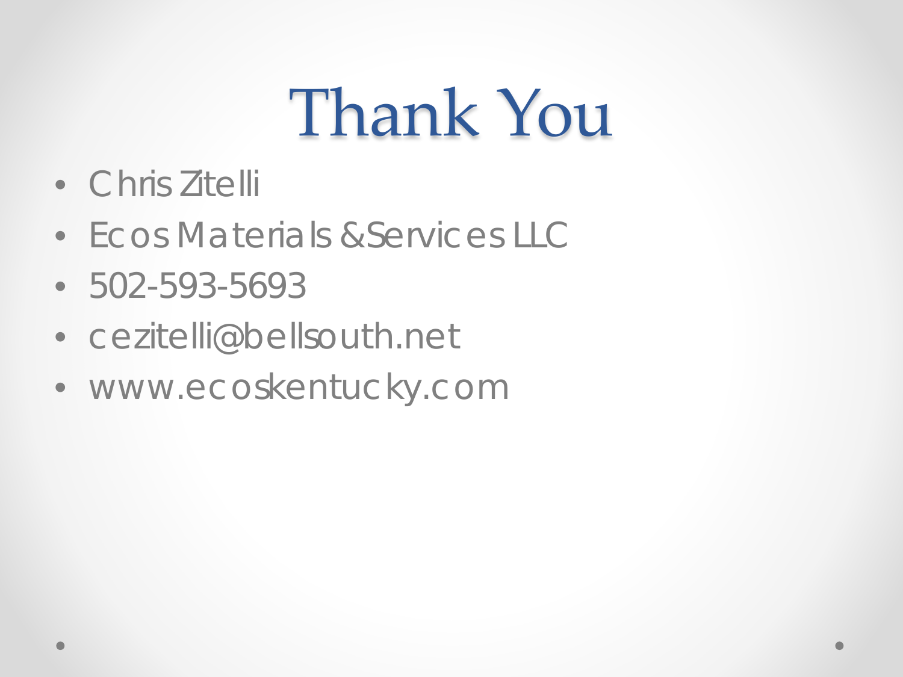# Thank You

- Chris Zitelli
- Ecos Materials & Services LLC
- 502-593-5693
- cezitelli@bellsouth.net
- www.ecoskentucky.com